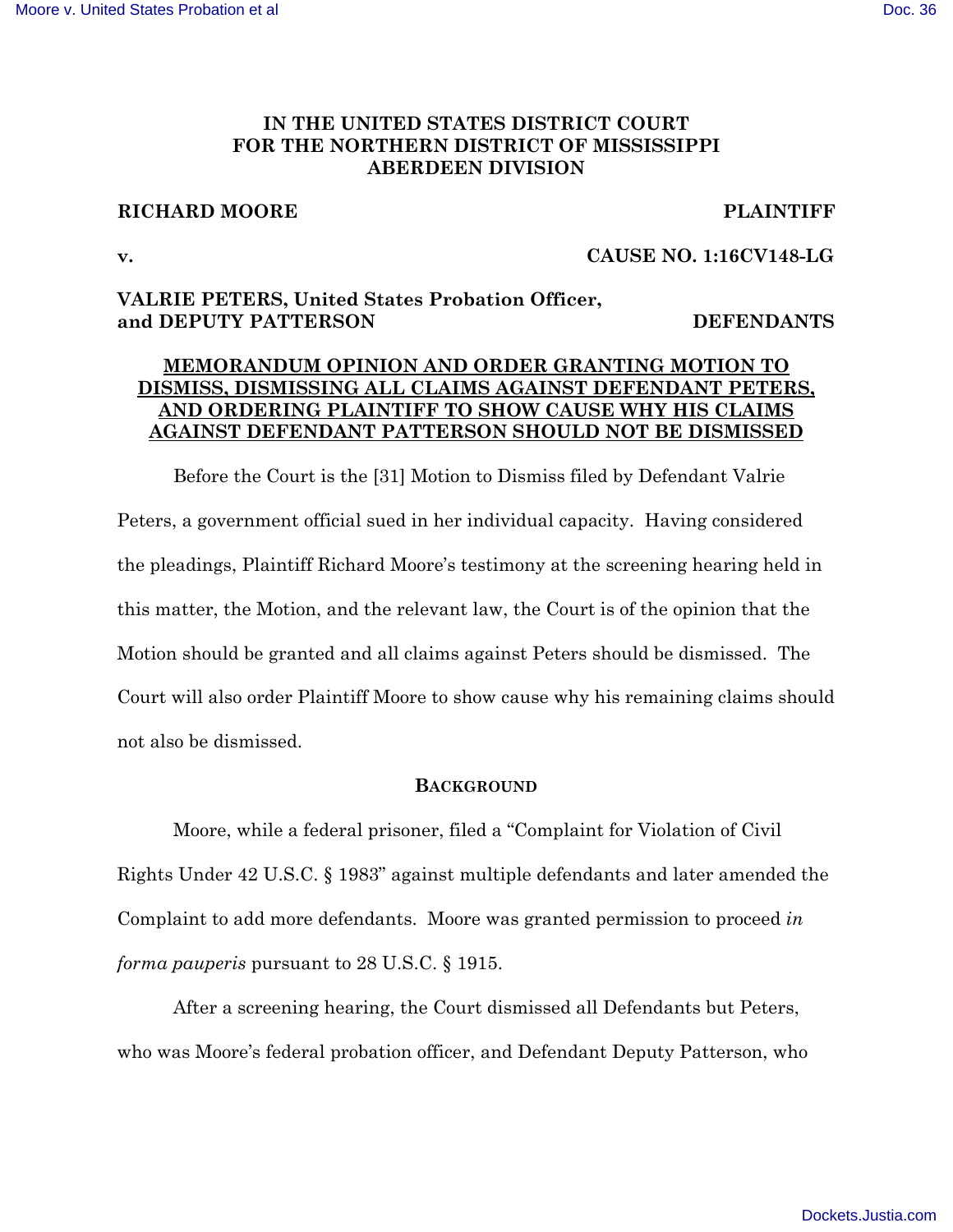**IN THE UNITED STATES DISTRICT COURT
FOR THE NORTHERN DISTRICT OF MISSISSIPPI
ABERDEEN DIVISION**

**RICHARD MOORE** **PLAINTIFF**

**v.** **CAUSE NO. 1:16CV148-LG**

**VALRIE PETERS, United States Probation Officer,
and DEPUTY PATTERSON** **DEFENDANTS**

**MEMORANDUM OPINION AND ORDER GRANTING MOTION TO DISMISS, DISMISSING ALL CLAIMS AGAINST DEFENDANT PETERS, AND ORDERING PLAINTIFF TO SHOW CAUSE WHY HIS CLAIMS AGAINST DEFENDANT PATTERSON SHOULD NOT BE DISMISSED**

Before the Court is the [31] Motion to Dismiss filed by Defendant Valrie Peters, a government official sued in her individual capacity. Having considered the pleadings, Plaintiff Richard Moore's testimony at the screening hearing held in this matter, the Motion, and the relevant law, the Court is of the opinion that the Motion should be granted and all claims against Peters should be dismissed. The Court will also order Plaintiff Moore to show cause why his remaining claims should not also be dismissed.

## BACKGROUND

Moore, while a federal prisoner, filed a "Complaint for Violation of Civil Rights Under 42 U.S.C. § 1983" against multiple defendants and later amended the Complaint to add more defendants. Moore was granted permission to proceed *in forma pauperis* pursuant to 28 U.S.C. § 1915.

After a screening hearing, the Court dismissed all Defendants but Peters, who was Moore's federal probation officer, and Defendant Deputy Patterson, who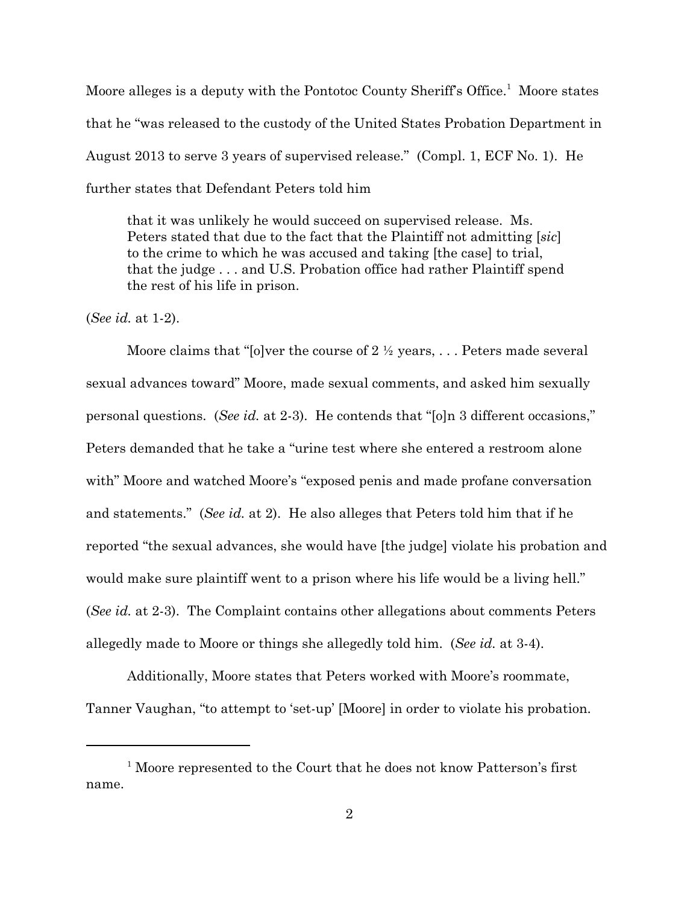Moore alleges is a deputy with the Pontotoc County Sheriff's Office.[1] Moore states that he "was released to the custody of the United States Probation Department in August 2013 to serve 3 years of supervised release." (Compl. 1, ECF No. 1). He further states that Defendant Peters told him

> that it was unlikely he would succeed on supervised release. Ms. Peters stated that due to the fact that the Plaintiff not admitting [*sic*] to the crime to which he was accused and taking [the case] to trial, that the judge . . . and U.S. Probation office had rather Plaintiff spend the rest of his life in prison.

(*See id.* at 1-2).

Moore claims that "[o]ver the course of 2 ½ years, . . . Peters made several sexual advances toward" Moore, made sexual comments, and asked him sexually personal questions. (*See id.* at 2-3). He contends that "[o]n 3 different occasions," Peters demanded that he take a "urine test where she entered a restroom alone with" Moore and watched Moore's "exposed penis and made profane conversation and statements." (*See id.* at 2). He also alleges that Peters told him that if he reported "the sexual advances, she would have [the judge] violate his probation and would make sure plaintiff went to a prison where his life would be a living hell." (*See id.* at 2-3). The Complaint contains other allegations about comments Peters allegedly made to Moore or things she allegedly told him. (*See id.* at 3-4).

Additionally, Moore states that Peters worked with Moore's roommate, Tanner Vaughan, "to attempt to 'set-up' [Moore] in order to violate his probation.

---

[1] Moore represented to the Court that he does not know Patterson's first name.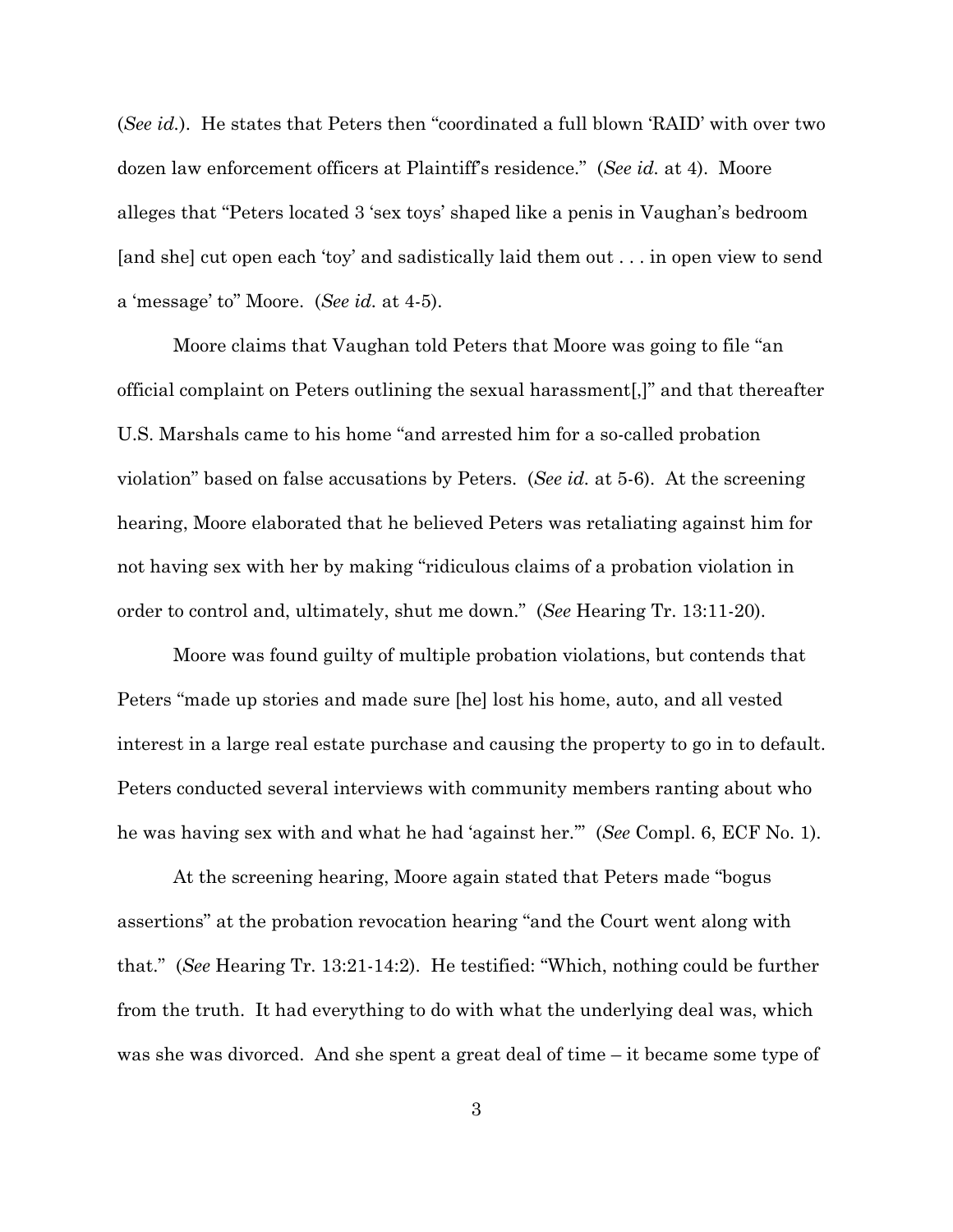(*See id.*). He states that Peters then "coordinated a full blown 'RAID' with over two dozen law enforcement officers at Plaintiff's residence." (*See id.* at 4). Moore alleges that "Peters located 3 'sex toys' shaped like a penis in Vaughan's bedroom [and she] cut open each 'toy' and sadistically laid them out . . . in open view to send a 'message' to" Moore. (*See id.* at 4-5).

Moore claims that Vaughan told Peters that Moore was going to file "an official complaint on Peters outlining the sexual harassment[,]" and that thereafter U.S. Marshals came to his home "and arrested him for a so-called probation violation" based on false accusations by Peters. (*See id.* at 5-6). At the screening hearing, Moore elaborated that he believed Peters was retaliating against him for not having sex with her by making "ridiculous claims of a probation violation in order to control and, ultimately, shut me down." (*See* Hearing Tr. 13:11-20).

Moore was found guilty of multiple probation violations, but contends that Peters "made up stories and made sure [he] lost his home, auto, and all vested interest in a large real estate purchase and causing the property to go in to default. Peters conducted several interviews with community members ranting about who he was having sex with and what he had 'against her.'" (*See* Compl. 6, ECF No. 1).

At the screening hearing, Moore again stated that Peters made "bogus assertions" at the probation revocation hearing "and the Court went along with that." (*See* Hearing Tr. 13:21-14:2). He testified: "Which, nothing could be further from the truth. It had everything to do with what the underlying deal was, which was she was divorced. And she spent a great deal of time – it became some type of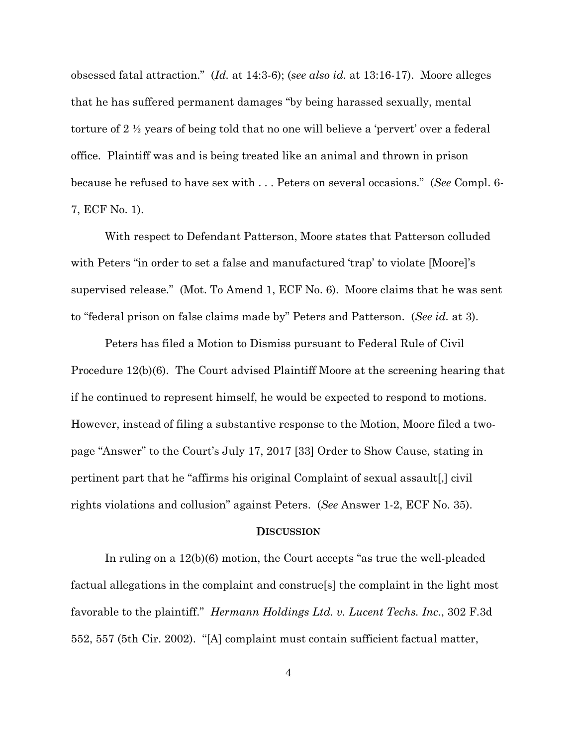obsessed fatal attraction." (*Id.* at 14:3-6); (*see also id.* at 13:16-17). Moore alleges that he has suffered permanent damages "by being harassed sexually, mental torture of 2 ½ years of being told that no one will believe a 'pervert' over a federal office. Plaintiff was and is being treated like an animal and thrown in prison because he refused to have sex with . . . Peters on several occasions." (*See* Compl. 6-7, ECF No. 1).

With respect to Defendant Patterson, Moore states that Patterson colluded with Peters "in order to set a false and manufactured 'trap' to violate [Moore]'s supervised release." (Mot. To Amend 1, ECF No. 6). Moore claims that he was sent to "federal prison on false claims made by" Peters and Patterson. (*See id.* at 3).

Peters has filed a Motion to Dismiss pursuant to Federal Rule of Civil Procedure 12(b)(6). The Court advised Plaintiff Moore at the screening hearing that if he continued to represent himself, he would be expected to respond to motions. However, instead of filing a substantive response to the Motion, Moore filed a two-page "Answer" to the Court's July 17, 2017 [33] Order to Show Cause, stating in pertinent part that he "affirms his original Complaint of sexual assault[,] civil rights violations and collusion" against Peters. (*See* Answer 1-2, ECF No. 35).

## DISCUSSION

In ruling on a 12(b)(6) motion, the Court accepts "as true the well-pleaded factual allegations in the complaint and construe[s] the complaint in the light most favorable to the plaintiff." *Hermann Holdings Ltd. v. Lucent Techs. Inc.*, 302 F.3d 552, 557 (5th Cir. 2002). "[A] complaint must contain sufficient factual matter,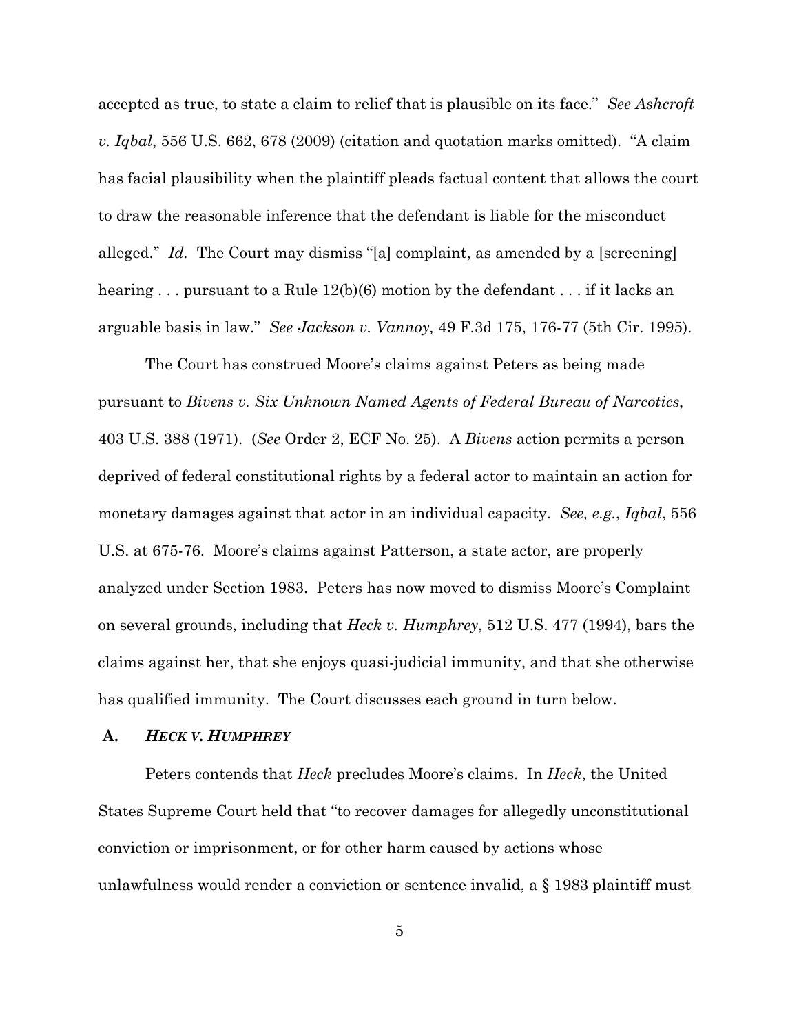accepted as true, to state a claim to relief that is plausible on its face." *See Ashcroft v. Iqbal*, 556 U.S. 662, 678 (2009) (citation and quotation marks omitted). "A claim has facial plausibility when the plaintiff pleads factual content that allows the court to draw the reasonable inference that the defendant is liable for the misconduct alleged." *Id.* The Court may dismiss "[a] complaint, as amended by a [screening] hearing . . . pursuant to a Rule 12(b)(6) motion by the defendant . . . if it lacks an arguable basis in law." *See Jackson v. Vannoy,* 49 F.3d 175, 176-77 (5th Cir. 1995).

The Court has construed Moore's claims against Peters as being made pursuant to *Bivens v. Six Unknown Named Agents of Federal Bureau of Narcotics*, 403 U.S. 388 (1971). (*See* Order 2, ECF No. 25). A *Bivens* action permits a person deprived of federal constitutional rights by a federal actor to maintain an action for monetary damages against that actor in an individual capacity. *See, e.g.*, *Iqbal*, 556 U.S. at 675-76. Moore's claims against Patterson, a state actor, are properly analyzed under Section 1983. Peters has now moved to dismiss Moore's Complaint on several grounds, including that *Heck v. Humphrey*, 512 U.S. 477 (1994), bars the claims against her, that she enjoys quasi-judicial immunity, and that she otherwise has qualified immunity. The Court discusses each ground in turn below.

## A. *HECK V. HUMPHREY*

Peters contends that *Heck* precludes Moore's claims. In *Heck*, the United States Supreme Court held that "to recover damages for allegedly unconstitutional conviction or imprisonment, or for other harm caused by actions whose unlawfulness would render a conviction or sentence invalid, a § 1983 plaintiff must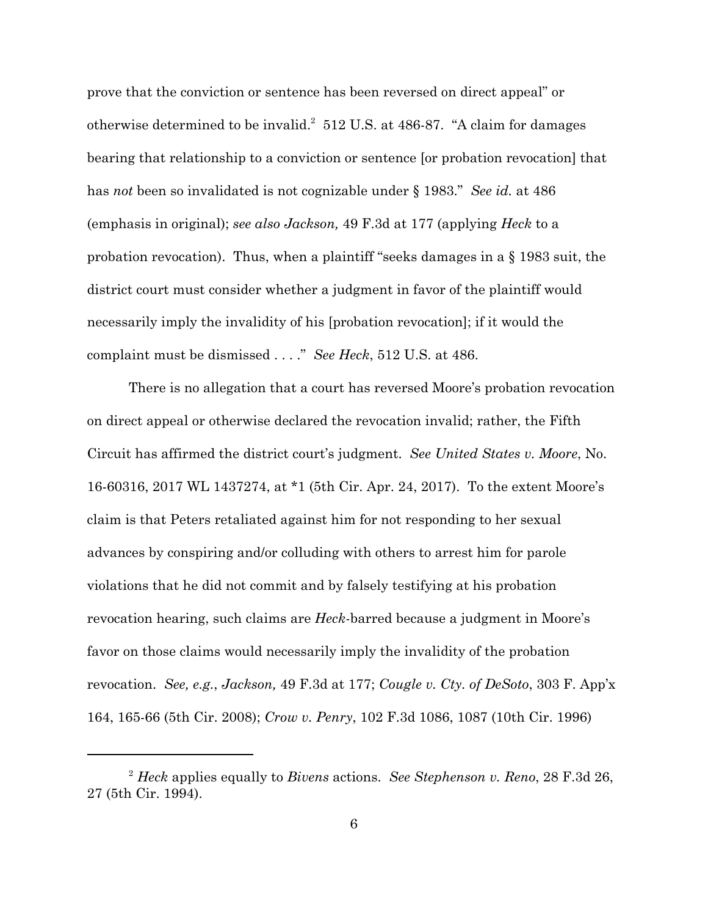prove that the conviction or sentence has been reversed on direct appeal" or otherwise determined to be invalid.[2] 512 U.S. at 486-87. "A claim for damages bearing that relationship to a conviction or sentence [or probation revocation] that has *not* been so invalidated is not cognizable under § 1983." *See id.* at 486 (emphasis in original); *see also Jackson,* 49 F.3d at 177 (applying *Heck* to a probation revocation). Thus, when a plaintiff "seeks damages in a § 1983 suit, the district court must consider whether a judgment in favor of the plaintiff would necessarily imply the invalidity of his [probation revocation]; if it would the complaint must be dismissed . . . ." *See Heck*, 512 U.S. at 486.

There is no allegation that a court has reversed Moore's probation revocation on direct appeal or otherwise declared the revocation invalid; rather, the Fifth Circuit has affirmed the district court's judgment. *See United States v. Moore*, No. 16-60316, 2017 WL 1437274, at *1 (5th Cir. Apr. 24, 2017). To the extent Moore's claim is that Peters retaliated against him for not responding to her sexual advances by conspiring and/or colluding with others to arrest him for parole violations that he did not commit and by falsely testifying at his probation revocation hearing, such claims are *Heck*-barred because a judgment in Moore's favor on those claims would necessarily imply the invalidity of the probation revocation. *See, e.g.*, *Jackson,* 49 F.3d at 177; *Cougle v. Cty. of DeSoto*, 303 F. App'x 164, 165-66 (5th Cir. 2008); *Crow v. Penry*, 102 F.3d 1086, 1087 (10th Cir. 1996)

---

[2] *Heck* applies equally to *Bivens* actions. *See Stephenson v. Reno*, 28 F.3d 26, 27 (5th Cir. 1994).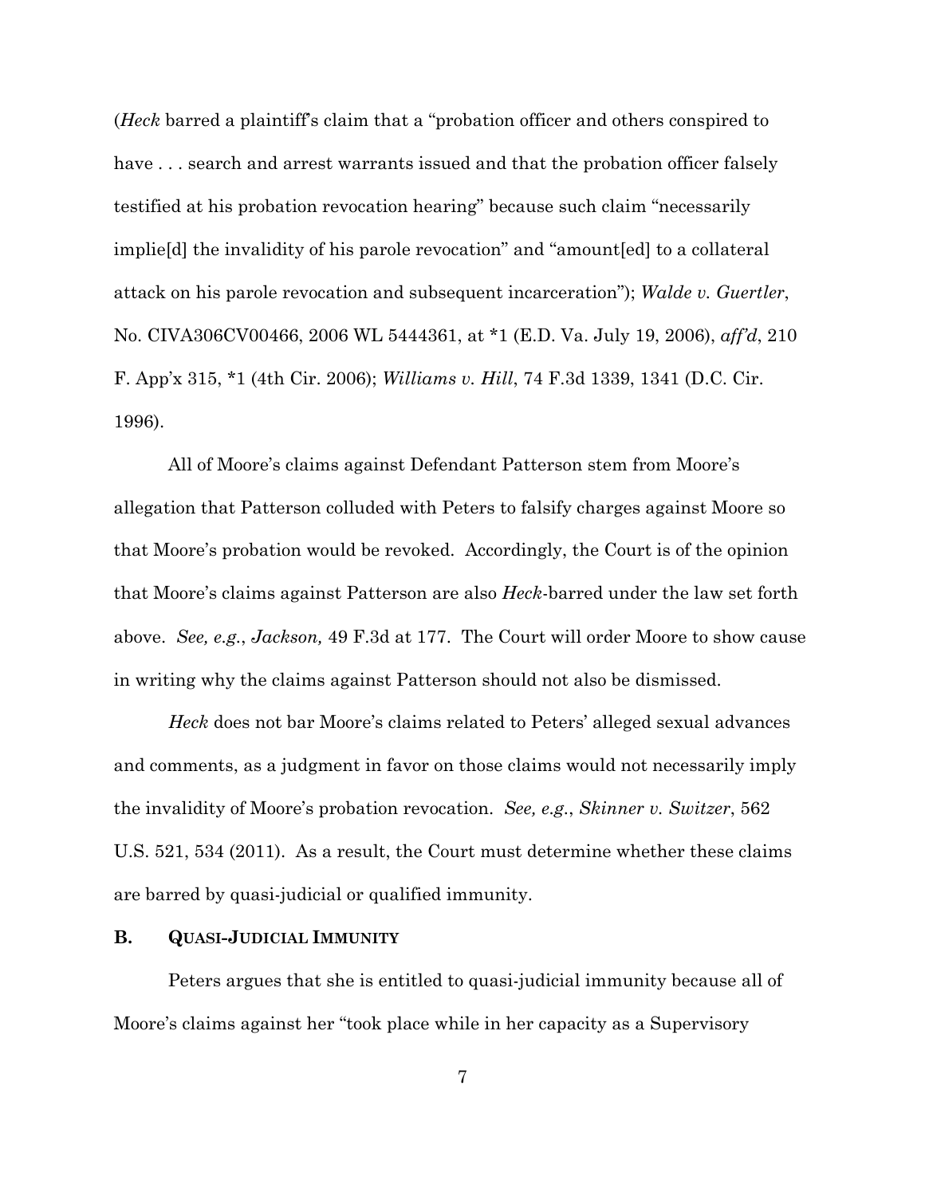(*Heck* barred a plaintiff's claim that a "probation officer and others conspired to have . . . search and arrest warrants issued and that the probation officer falsely testified at his probation revocation hearing" because such claim "necessarily implie[d] the invalidity of his parole revocation" and "amount[ed] to a collateral attack on his parole revocation and subsequent incarceration"); *Walde v. Guertler*, No. CIVA306CV00466, 2006 WL 5444361, at *1 (E.D. Va. July 19, 2006), *aff'd*, 210 F. App'x 315, *1 (4th Cir. 2006); *Williams v. Hill*, 74 F.3d 1339, 1341 (D.C. Cir. 1996).

All of Moore's claims against Defendant Patterson stem from Moore's allegation that Patterson colluded with Peters to falsify charges against Moore so that Moore's probation would be revoked. Accordingly, the Court is of the opinion that Moore's claims against Patterson are also *Heck*-barred under the law set forth above. *See, e.g.*, *Jackson,* 49 F.3d at 177. The Court will order Moore to show cause in writing why the claims against Patterson should not also be dismissed.

*Heck* does not bar Moore's claims related to Peters' alleged sexual advances and comments, as a judgment in favor on those claims would not necessarily imply the invalidity of Moore's probation revocation. *See, e.g.*, *Skinner v. Switzer*, 562 U.S. 521, 534 (2011). As a result, the Court must determine whether these claims are barred by quasi-judicial or qualified immunity.

### B. QUASI-JUDICIAL IMMUNITY

Peters argues that she is entitled to quasi-judicial immunity because all of Moore's claims against her "took place while in her capacity as a Supervisory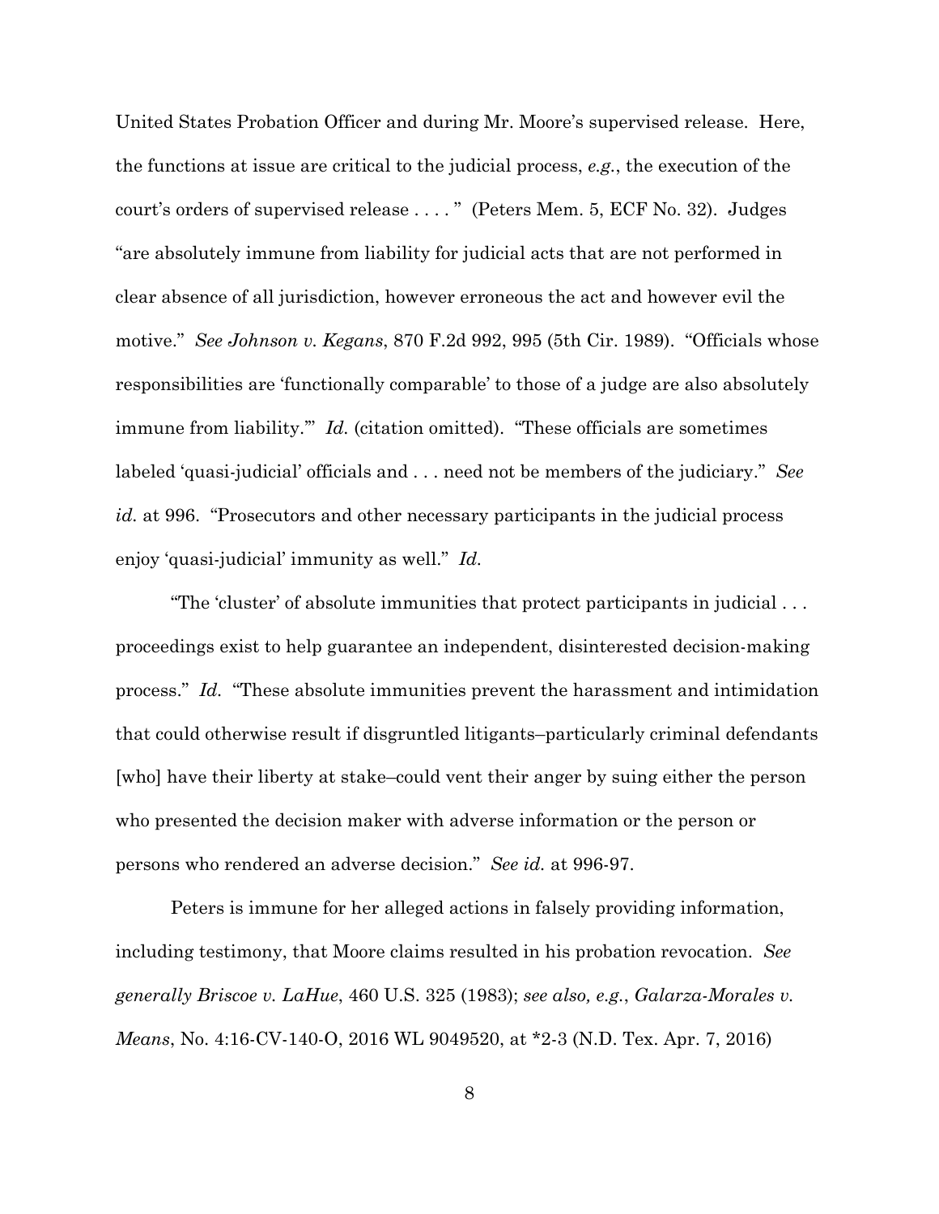United States Probation Officer and during Mr. Moore's supervised release. Here, the functions at issue are critical to the judicial process, *e.g.*, the execution of the court's orders of supervised release . . . . " (Peters Mem. 5, ECF No. 32). Judges "are absolutely immune from liability for judicial acts that are not performed in clear absence of all jurisdiction, however erroneous the act and however evil the motive." *See Johnson v. Kegans*, 870 F.2d 992, 995 (5th Cir. 1989). "Officials whose responsibilities are 'functionally comparable' to those of a judge are also absolutely immune from liability.'" *Id.* (citation omitted). "These officials are sometimes labeled 'quasi-judicial' officials and . . . need not be members of the judiciary." *See id.* at 996. "Prosecutors and other necessary participants in the judicial process enjoy 'quasi-judicial' immunity as well." *Id.*

"The 'cluster' of absolute immunities that protect participants in judicial . . . proceedings exist to help guarantee an independent, disinterested decision-making process." *Id.* "These absolute immunities prevent the harassment and intimidation that could otherwise result if disgruntled litigants–particularly criminal defendants [who] have their liberty at stake–could vent their anger by suing either the person who presented the decision maker with adverse information or the person or persons who rendered an adverse decision." *See id.* at 996-97.

Peters is immune for her alleged actions in falsely providing information, including testimony, that Moore claims resulted in his probation revocation. *See generally Briscoe v. LaHue*, 460 U.S. 325 (1983); *see also, e.g.*, *Galarza-Morales v. Means*, No. 4:16-CV-140-O, 2016 WL 9049520, at *2-3 (N.D. Tex. Apr. 7, 2016)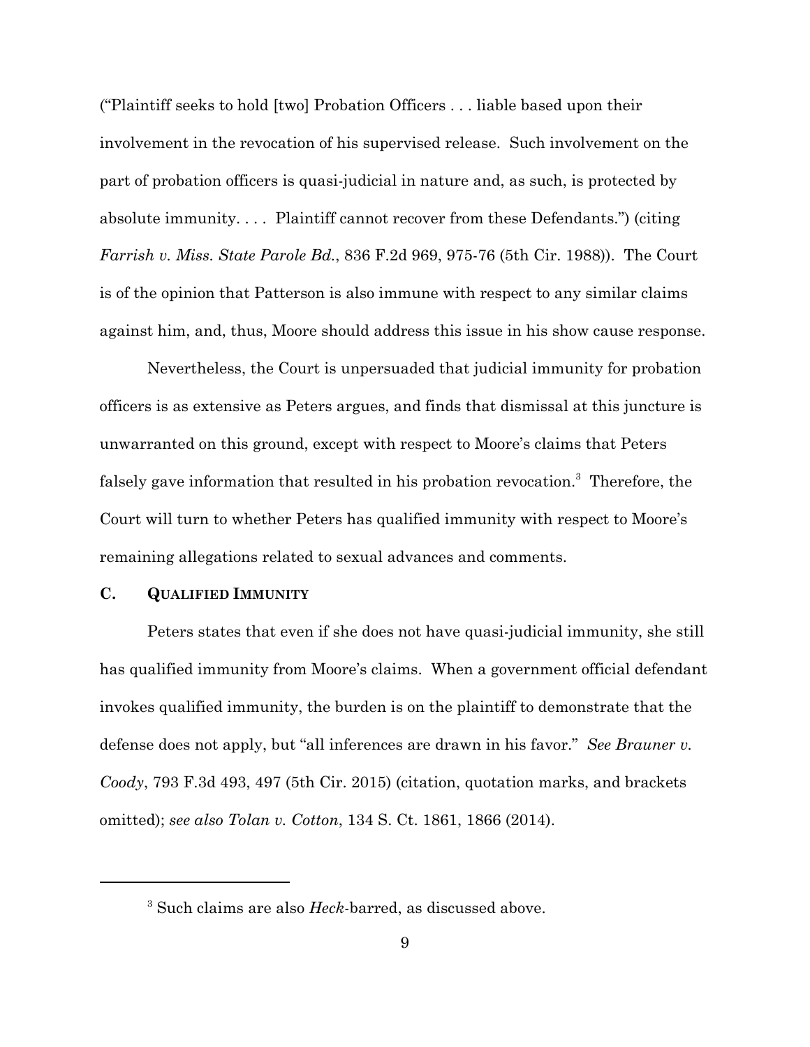("Plaintiff seeks to hold [two] Probation Officers . . . liable based upon their involvement in the revocation of his supervised release. Such involvement on the part of probation officers is quasi-judicial in nature and, as such, is protected by absolute immunity. . . . Plaintiff cannot recover from these Defendants.") (citing *Farrish v. Miss. State Parole Bd.*, 836 F.2d 969, 975-76 (5th Cir. 1988)). The Court is of the opinion that Patterson is also immune with respect to any similar claims against him, and, thus, Moore should address this issue in his show cause response.

Nevertheless, the Court is unpersuaded that judicial immunity for probation officers is as extensive as Peters argues, and finds that dismissal at this juncture is unwarranted on this ground, except with respect to Moore's claims that Peters falsely gave information that resulted in his probation revocation.[3] Therefore, the Court will turn to whether Peters has qualified immunity with respect to Moore's remaining allegations related to sexual advances and comments.

### C. QUALIFIED IMMUNITY

Peters states that even if she does not have quasi-judicial immunity, she still has qualified immunity from Moore's claims. When a government official defendant invokes qualified immunity, the burden is on the plaintiff to demonstrate that the defense does not apply, but "all inferences are drawn in his favor." *See Brauner v. Coody*, 793 F.3d 493, 497 (5th Cir. 2015) (citation, quotation marks, and brackets omitted); *see also Tolan v. Cotton*, 134 S. Ct. 1861, 1866 (2014).

---

[3] Such claims are also *Heck*-barred, as discussed above.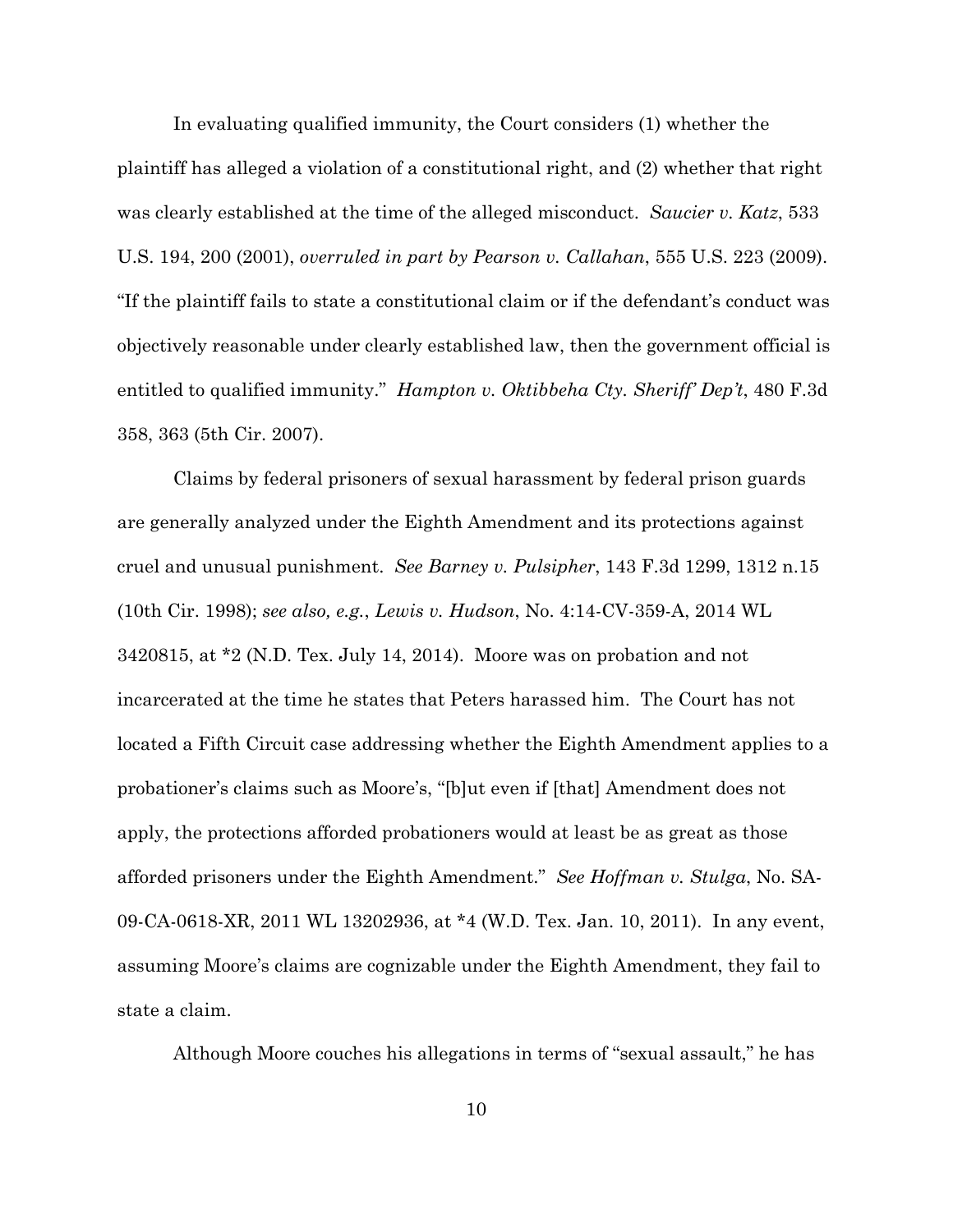In evaluating qualified immunity, the Court considers (1) whether the plaintiff has alleged a violation of a constitutional right, and (2) whether that right was clearly established at the time of the alleged misconduct. *Saucier v. Katz*, 533 U.S. 194, 200 (2001), *overruled in part by Pearson v. Callahan*, 555 U.S. 223 (2009). "If the plaintiff fails to state a constitutional claim or if the defendant's conduct was objectively reasonable under clearly established law, then the government official is entitled to qualified immunity." *Hampton v. Oktibbeha Cty. Sheriff' Dep't*, 480 F.3d 358, 363 (5th Cir. 2007).

Claims by federal prisoners of sexual harassment by federal prison guards are generally analyzed under the Eighth Amendment and its protections against cruel and unusual punishment. *See Barney v. Pulsipher*, 143 F.3d 1299, 1312 n.15 (10th Cir. 1998); *see also, e.g.*, *Lewis v. Hudson*, No. 4:14-CV-359-A, 2014 WL 3420815, at *2 (N.D. Tex. July 14, 2014). Moore was on probation and not incarcerated at the time he states that Peters harassed him. The Court has not located a Fifth Circuit case addressing whether the Eighth Amendment applies to a probationer's claims such as Moore's, "[b]ut even if [that] Amendment does not apply, the protections afforded probationers would at least be as great as those afforded prisoners under the Eighth Amendment." *See Hoffman v. Stulga*, No. SA-09-CA-0618-XR, 2011 WL 13202936, at *4 (W.D. Tex. Jan. 10, 2011). In any event, assuming Moore's claims are cognizable under the Eighth Amendment, they fail to state a claim.

Although Moore couches his allegations in terms of "sexual assault," he has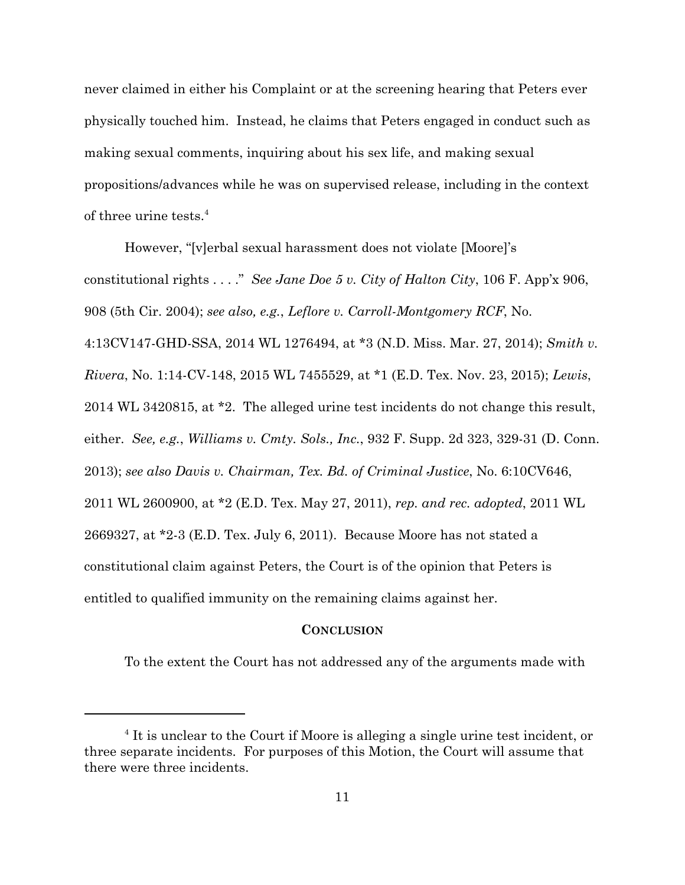never claimed in either his Complaint or at the screening hearing that Peters ever physically touched him. Instead, he claims that Peters engaged in conduct such as making sexual comments, inquiring about his sex life, and making sexual propositions/advances while he was on supervised release, including in the context of three urine tests.[4]

However, "[v]erbal sexual harassment does not violate [Moore]'s constitutional rights . . . ." *See Jane Doe 5 v. City of Halton City*, 106 F. App'x 906, 908 (5th Cir. 2004); *see also, e.g.*, *Leflore v. Carroll-Montgomery RCF*, No. 4:13CV147-GHD-SSA, 2014 WL 1276494, at *3 (N.D. Miss. Mar. 27, 2014); *Smith v. Rivera*, No. 1:14-CV-148, 2015 WL 7455529, at *1 (E.D. Tex. Nov. 23, 2015); *Lewis*, 2014 WL 3420815, at *2. The alleged urine test incidents do not change this result, either. *See, e.g.*, *Williams v. Cmty. Sols., Inc.*, 932 F. Supp. 2d 323, 329-31 (D. Conn. 2013); *see also Davis v. Chairman, Tex. Bd. of Criminal Justice*, No. 6:10CV646, 2011 WL 2600900, at *2 (E.D. Tex. May 27, 2011), *rep. and rec. adopted*, 2011 WL 2669327, at *2-3 (E.D. Tex. July 6, 2011). Because Moore has not stated a constitutional claim against Peters, the Court is of the opinion that Peters is entitled to qualified immunity on the remaining claims against her.

## **CONCLUSION**

To the extent the Court has not addressed any of the arguments made with

---

[4] It is unclear to the Court if Moore is alleging a single urine test incident, or three separate incidents. For purposes of this Motion, the Court will assume that there were three incidents.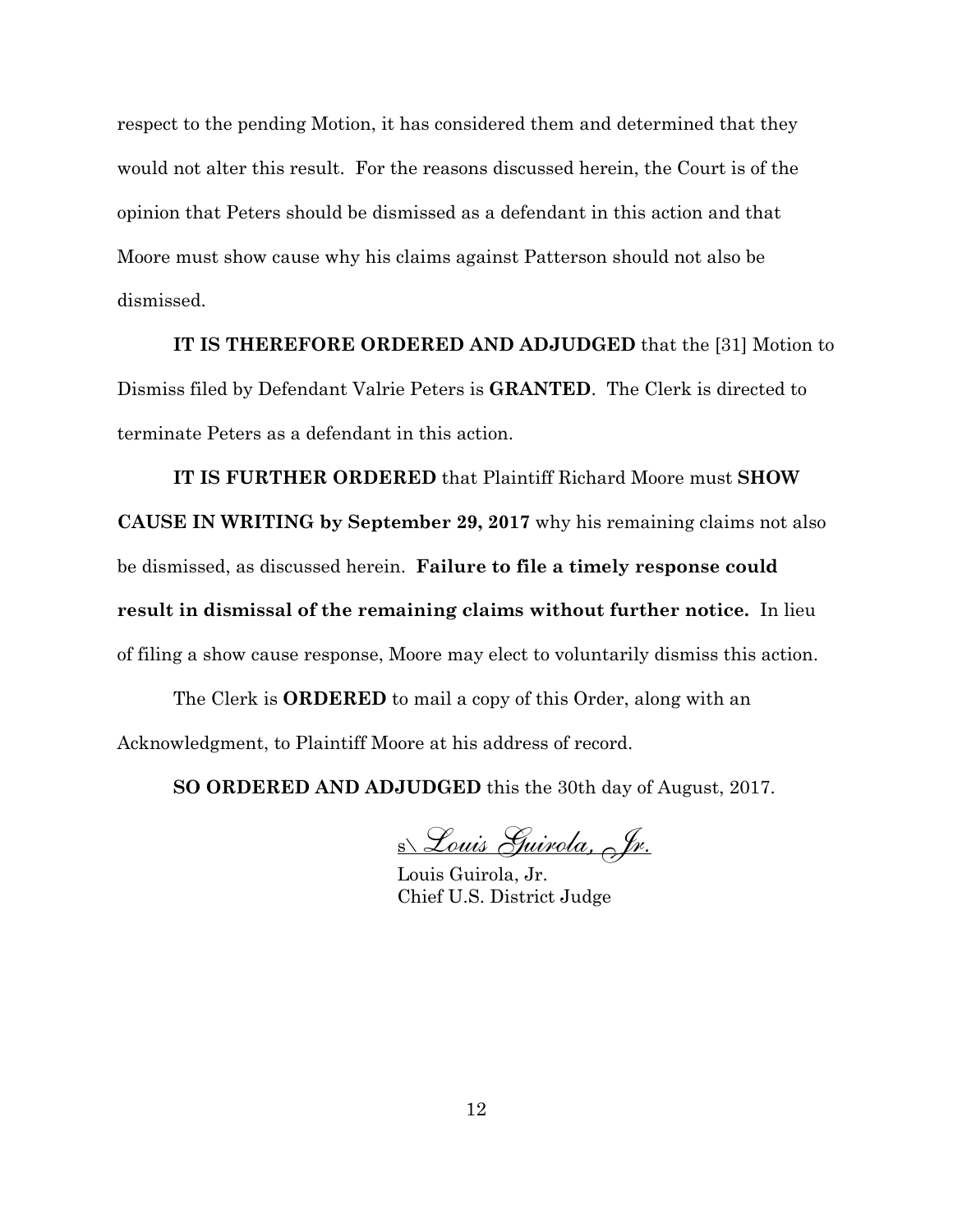respect to the pending Motion, it has considered them and determined that they would not alter this result. For the reasons discussed herein, the Court is of the opinion that Peters should be dismissed as a defendant in this action and that Moore must show cause why his claims against Patterson should not also be dismissed.

**IT IS THEREFORE ORDERED AND ADJUDGED** that the [31] Motion to Dismiss filed by Defendant Valrie Peters is **GRANTED**. The Clerk is directed to terminate Peters as a defendant in this action.

**IT IS FURTHER ORDERED** that Plaintiff Richard Moore must **SHOW CAUSE IN WRITING by September 29, 2017** why his remaining claims not also be dismissed, as discussed herein. **Failure to file a timely response could result in dismissal of the remaining claims without further notice.** In lieu of filing a show cause response, Moore may elect to voluntarily dismiss this action.

The Clerk is **ORDERED** to mail a copy of this Order, along with an Acknowledgment, to Plaintiff Moore at his address of record.

**SO ORDERED AND ADJUDGED** this the 30th day of August, 2017.

s\ *Louis Guirola, Jr.*

Louis Guirola, Jr.
Chief U.S. District Judge